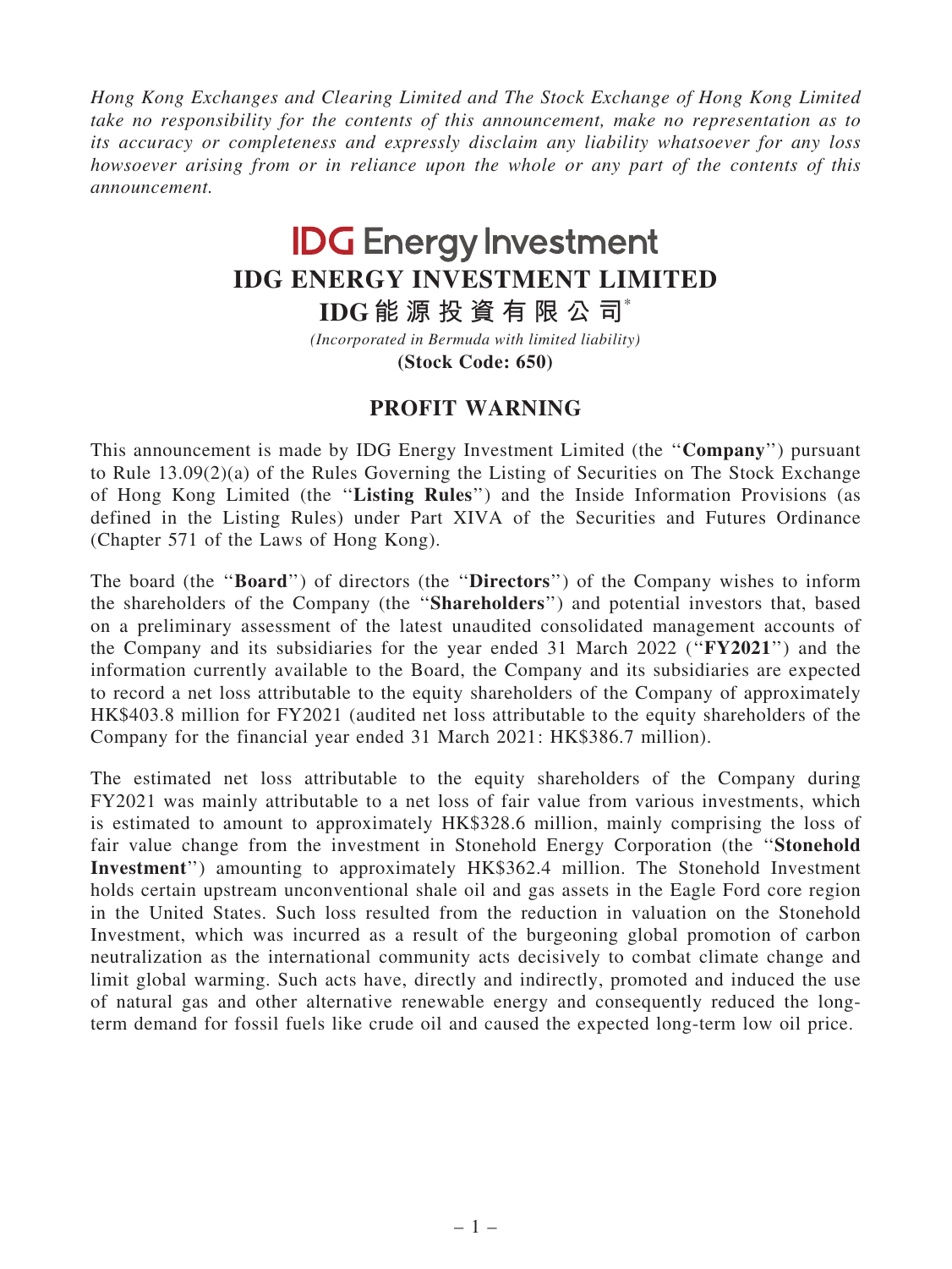*Hong Kong Exchanges and Clearing Limited and The Stock Exchange of Hong Kong Limited take no responsibility for the contents of this announcement, make no representation as to its accuracy or completeness and expressly disclaim any liability whatsoever for any loss howsoever arising from or in reliance upon the whole or any part of the contents of this announcement.*

# IDG Energy Investment

## IDG ENERGY INVESTMENT LIMITED

## IDG能源投資有限公司*

*(Incorporated in Bermuda with limited liability)*

**(Stock Code: 650)**

## PROFIT WARNING

This announcement is made by IDG Energy Investment Limited (the "**Company**") pursuant to Rule 13.09(2)(a) of the Rules Governing the Listing of Securities on The Stock Exchange of Hong Kong Limited (the "**Listing Rules**") and the Inside Information Provisions (as defined in the Listing Rules) under Part XIVA of the Securities and Futures Ordinance (Chapter 571 of the Laws of Hong Kong).

The board (the "**Board**") of directors (the "**Directors**") of the Company wishes to inform the shareholders of the Company (the "**Shareholders**") and potential investors that, based on a preliminary assessment of the latest unaudited consolidated management accounts of the Company and its subsidiaries for the year ended 31 March 2022 ("**FY2021**") and the information currently available to the Board, the Company and its subsidiaries are expected to record a net loss attributable to the equity shareholders of the Company of approximately HK$403.8 million for FY2021 (audited net loss attributable to the equity shareholders of the Company for the financial year ended 31 March 2021: HK$386.7 million).

The estimated net loss attributable to the equity shareholders of the Company during FY2021 was mainly attributable to a net loss of fair value from various investments, which is estimated to amount to approximately HK$328.6 million, mainly comprising the loss of fair value change from the investment in Stonehold Energy Corporation (the "**Stonehold Investment**") amounting to approximately HK$362.4 million. The Stonehold Investment holds certain upstream unconventional shale oil and gas assets in the Eagle Ford core region in the United States. Such loss resulted from the reduction in valuation on the Stonehold Investment, which was incurred as a result of the burgeoning global promotion of carbon neutralization as the international community acts decisively to combat climate change and limit global warming. Such acts have, directly and indirectly, promoted and induced the use of natural gas and other alternative renewable energy and consequently reduced the long-term demand for fossil fuels like crude oil and caused the expected long-term low oil price.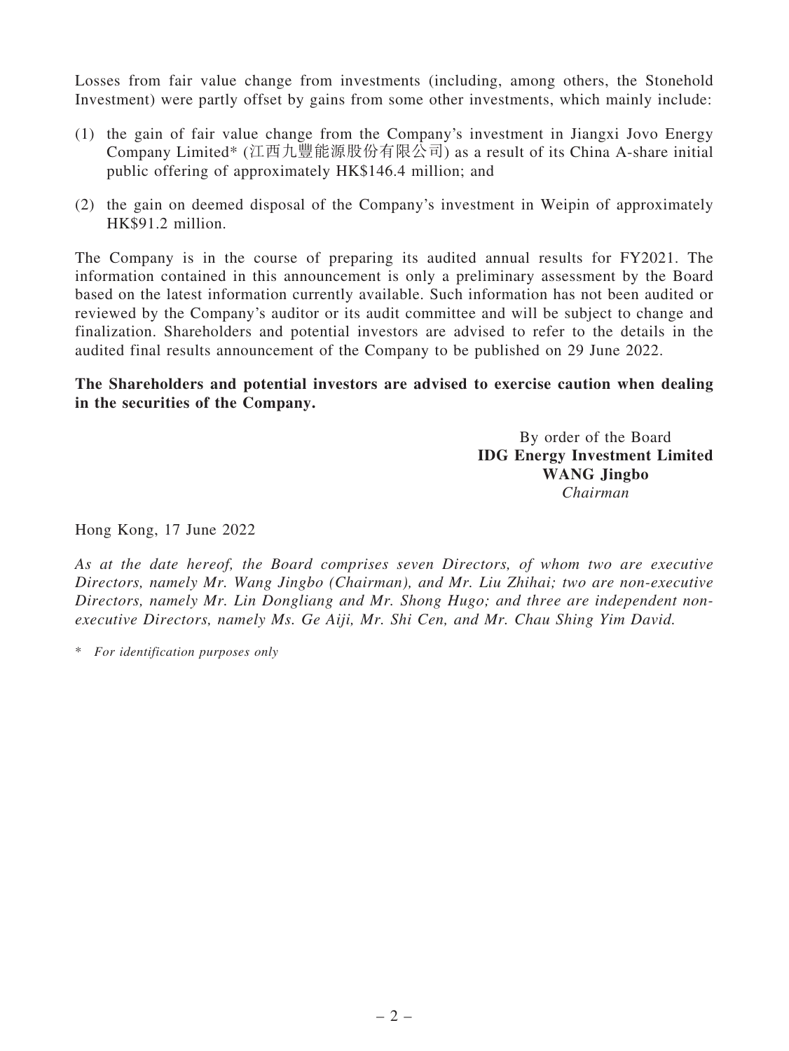Losses from fair value change from investments (including, among others, the Stonehold Investment) were partly offset by gains from some other investments, which mainly include:

(1) the gain of fair value change from the Company's investment in Jiangxi Jovo Energy Company Limited* (江西九豐能源股份有限公司) as a result of its China A-share initial public offering of approximately HK$146.4 million; and

(2) the gain on deemed disposal of the Company's investment in Weipin of approximately HK$91.2 million.

The Company is in the course of preparing its audited annual results for FY2021. The information contained in this announcement is only a preliminary assessment by the Board based on the latest information currently available. Such information has not been audited or reviewed by the Company's auditor or its audit committee and will be subject to change and finalization. Shareholders and potential investors are advised to refer to the details in the audited final results announcement of the Company to be published on 29 June 2022.

**The Shareholders and potential investors are advised to exercise caution when dealing in the securities of the Company.**

By order of the Board
**IDG Energy Investment Limited**
**WANG Jingbo**
*Chairman*

Hong Kong, 17 June 2022

*As at the date hereof, the Board comprises seven Directors, of whom two are executive Directors, namely Mr. Wang Jingbo (Chairman), and Mr. Liu Zhihai; two are non-executive Directors, namely Mr. Lin Dongliang and Mr. Shong Hugo; and three are independent non-executive Directors, namely Ms. Ge Aiji, Mr. Shi Cen, and Mr. Chau Shing Yim David.*

\* *For identification purposes only*